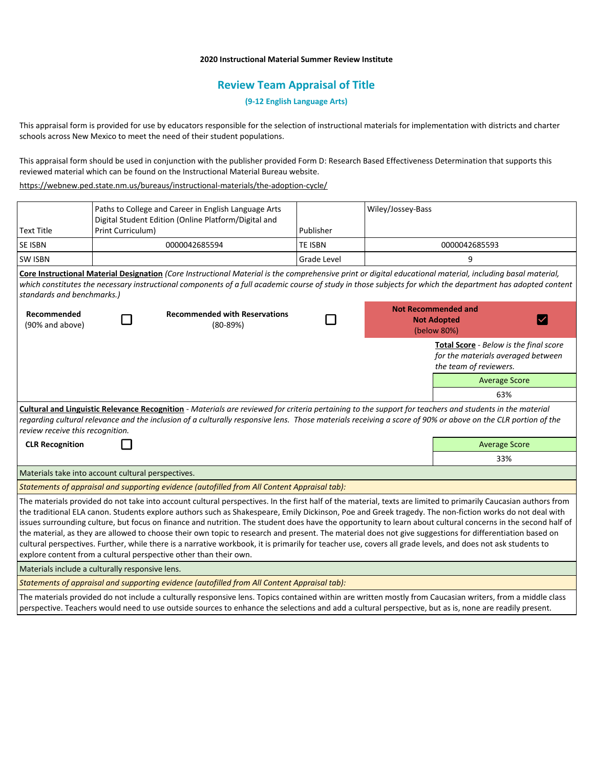**2020 Instructional Material Summer Review Institute**

## Review Team Appraisal of Title

**(9-12 English Language Arts)**

This appraisal form is provided for use by educators responsible for the selection of instructional materials for implementation with districts and charter schools across New Mexico to meet the need of their student populations.

This appraisal form should be used in conjunction with the publisher provided Form D: Research Based Effectiveness Determination that supports this reviewed material which can be found on the Instructional Material Bureau website.

https://webnew.ped.state.nm.us/bureaus/instructional-materials/the-adoption-cycle/

| Text Title | Paths to College and Career in English Language Arts Digital Student Edition (Online Platform/Digital and Print Curriculum) | Publisher | Wiley/Jossey-Bass |
|---|---|---|---|
| SE ISBN | 0000042685594 | TE ISBN | 0000042685593 |
| SW ISBN | | Grade Level | 9 |

**Core Instructional Material Designation** *(Core Instructional Material is the comprehensive print or digital educational material, including basal material, which constitutes the necessary instructional components of a full academic course of study in those subjects for which the department has adopted content standards and benchmarks.)*

| **Recommended** (90% and above) | ☐ | **Recommended with Reservations** (80-89%) | ☐ | **Not Recommended and Not Adopted** (below 80%) | ☑ |
|---|---|---|---|---|---|

**Total Score** - *Below is the final score for the materials averaged between the team of reviewers.*

| Average Score |
|---|
| 63% |

**Cultural and Linguistic Relevance Recognition** - *Materials are reviewed for criteria pertaining to the support for teachers and students in the material regarding cultural relevance and the inclusion of a culturally responsive lens. Those materials receiving a score of 90% or above on the CLR portion of the review receive this recognition.*

**CLR Recognition** ☐

| Average Score |
|---|
| 33% |

Materials take into account cultural perspectives.

*Statements of appraisal and supporting evidence (autofilled from All Content Appraisal tab):*

The materials provided do not take into account cultural perspectives. In the first half of the material, texts are limited to primarily Caucasian authors from the traditional ELA canon. Students explore authors such as Shakespeare, Emily Dickinson, Poe and Greek tragedy. The non-fiction works do not deal with issues surrounding culture, but focus on finance and nutrition. The student does have the opportunity to learn about cultural concerns in the second half of the material, as they are allowed to choose their own topic to research and present. The material does not give suggestions for differentiation based on cultural perspectives. Further, while there is a narrative workbook, it is primarily for teacher use, covers all grade levels, and does not ask students to explore content from a cultural perspective other than their own.

Materials include a culturally responsive lens.

*Statements of appraisal and supporting evidence (autofilled from All Content Appraisal tab):*

The materials provided do not include a culturally responsive lens. Topics contained within are written mostly from Caucasian writers, from a middle class perspective. Teachers would need to use outside sources to enhance the selections and add a cultural perspective, but as is, none are readily present.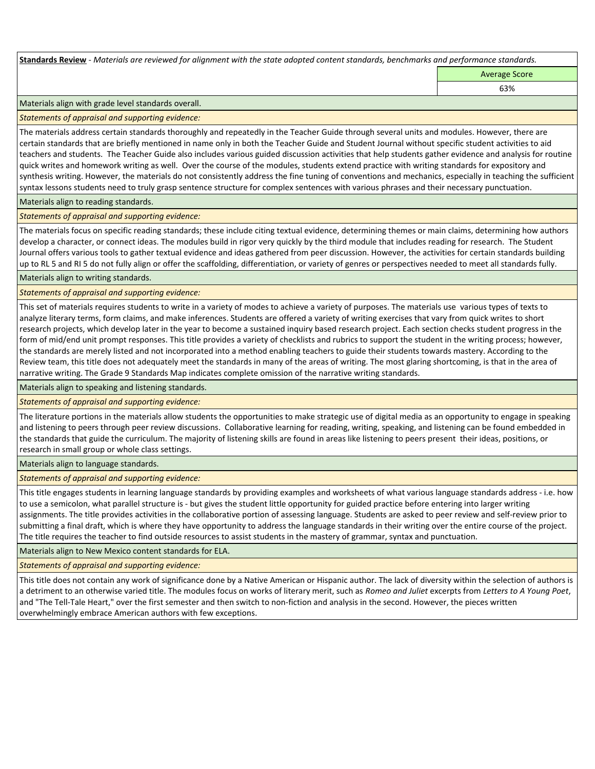**Standards Review** - *Materials are reviewed for alignment with the state adopted content standards, benchmarks and performance standards.*

| | Average Score |
|---|---|
| | 63% |

Materials align with grade level standards overall.

*Statements of appraisal and supporting evidence:*

The materials address certain standards thoroughly and repeatedly in the Teacher Guide through several units and modules. However, there are certain standards that are briefly mentioned in name only in both the Teacher Guide and Student Journal without specific student activities to aid teachers and students. The Teacher Guide also includes various guided discussion activities that help students gather evidence and analysis for routine quick writes and homework writing as well. Over the course of the modules, students extend practice with writing standards for expository and synthesis writing. However, the materials do not consistently address the fine tuning of conventions and mechanics, especially in teaching the sufficient syntax lessons students need to truly grasp sentence structure for complex sentences with various phrases and their necessary punctuation.

Materials align to reading standards.

*Statements of appraisal and supporting evidence:*

The materials focus on specific reading standards; these include citing textual evidence, determining themes or main claims, determining how authors develop a character, or connect ideas. The modules build in rigor very quickly by the third module that includes reading for research. The Student Journal offers various tools to gather textual evidence and ideas gathered from peer discussion. However, the activities for certain standards building up to RL 5 and RI 5 do not fully align or offer the scaffolding, differentiation, or variety of genres or perspectives needed to meet all standards fully.

Materials align to writing standards.

*Statements of appraisal and supporting evidence:*

This set of materials requires students to write in a variety of modes to achieve a variety of purposes. The materials use various types of texts to analyze literary terms, form claims, and make inferences. Students are offered a variety of writing exercises that vary from quick writes to short research projects, which develop later in the year to become a sustained inquiry based research project. Each section checks student progress in the form of mid/end unit prompt responses. This title provides a variety of checklists and rubrics to support the student in the writing process; however, the standards are merely listed and not incorporated into a method enabling teachers to guide their students towards mastery. According to the Review team, this title does not adequately meet the standards in many of the areas of writing. The most glaring shortcoming, is that in the area of narrative writing. The Grade 9 Standards Map indicates complete omission of the narrative writing standards.

Materials align to speaking and listening standards.

*Statements of appraisal and supporting evidence:*

The literature portions in the materials allow students the opportunities to make strategic use of digital media as an opportunity to engage in speaking and listening to peers through peer review discussions. Collaborative learning for reading, writing, speaking, and listening can be found embedded in the standards that guide the curriculum. The majority of listening skills are found in areas like listening to peers present their ideas, positions, or research in small group or whole class settings.

Materials align to language standards.

*Statements of appraisal and supporting evidence:*

This title engages students in learning language standards by providing examples and worksheets of what various language standards address - i.e. how to use a semicolon, what parallel structure is - but gives the student little opportunity for guided practice before entering into larger writing assignments. The title provides activities in the collaborative portion of assessing language. Students are asked to peer review and self-review prior to submitting a final draft, which is where they have opportunity to address the language standards in their writing over the entire course of the project. The title requires the teacher to find outside resources to assist students in the mastery of grammar, syntax and punctuation.

Materials align to New Mexico content standards for ELA.

*Statements of appraisal and supporting evidence:*

This title does not contain any work of significance done by a Native American or Hispanic author. The lack of diversity within the selection of authors is a detriment to an otherwise varied title. The modules focus on works of literary merit, such as *Romeo and Juliet* excerpts from *Letters to A Young Poet*, and "The Tell-Tale Heart," over the first semester and then switch to non-fiction and analysis in the second. However, the pieces written overwhelmingly embrace American authors with few exceptions.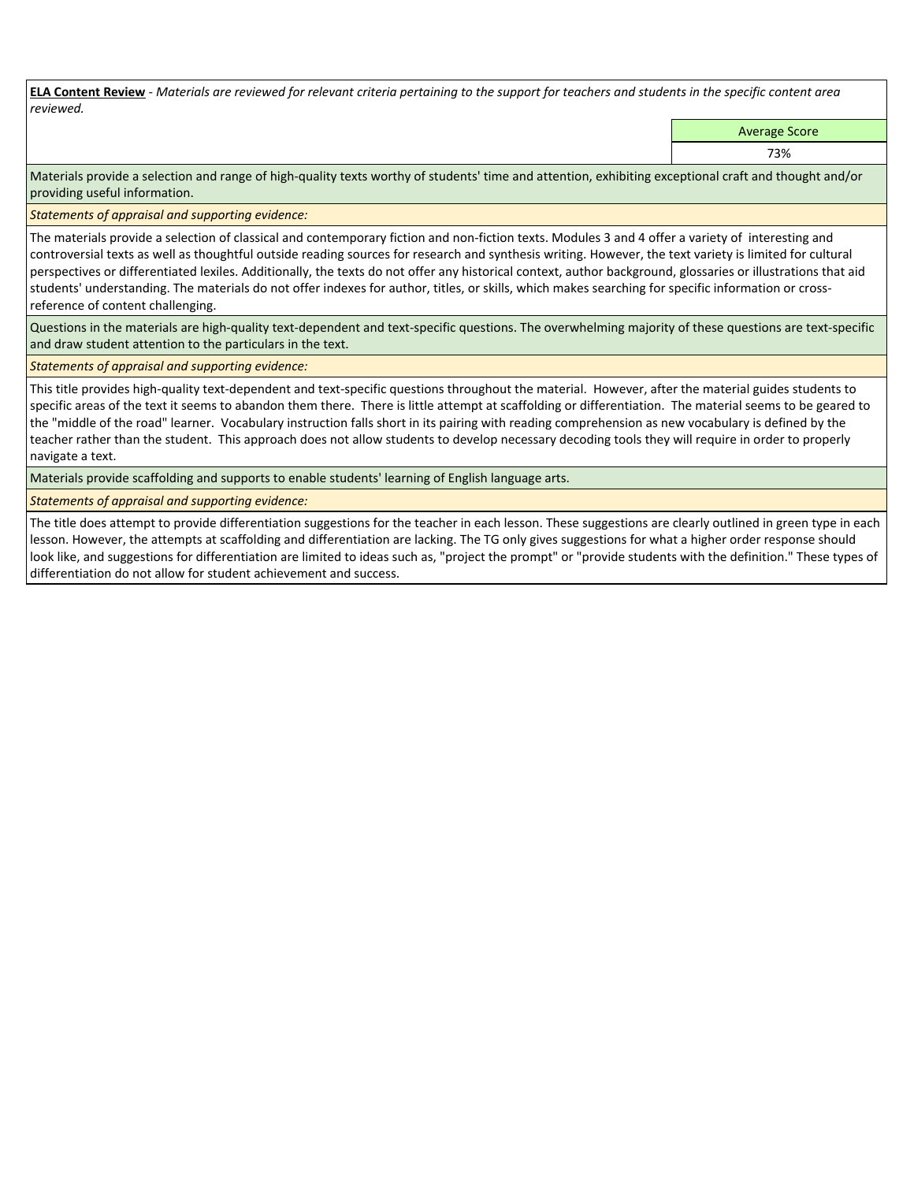**ELA Content Review** - *Materials are reviewed for relevant criteria pertaining to the support for teachers and students in the specific content area reviewed.*

| Average Score |
| --- |
| 73% |

Materials provide a selection and range of high-quality texts worthy of students' time and attention, exhibiting exceptional craft and thought and/or providing useful information.

*Statements of appraisal and supporting evidence:*

The materials provide a selection of classical and contemporary fiction and non-fiction texts. Modules 3 and 4 offer a variety of interesting and controversial texts as well as thoughtful outside reading sources for research and synthesis writing. However, the text variety is limited for cultural perspectives or differentiated lexiles. Additionally, the texts do not offer any historical context, author background, glossaries or illustrations that aid students' understanding. The materials do not offer indexes for author, titles, or skills, which makes searching for specific information or cross-reference of content challenging.

Questions in the materials are high-quality text-dependent and text-specific questions. The overwhelming majority of these questions are text-specific and draw student attention to the particulars in the text.

*Statements of appraisal and supporting evidence:*

This title provides high-quality text-dependent and text-specific questions throughout the material. However, after the material guides students to specific areas of the text it seems to abandon them there. There is little attempt at scaffolding or differentiation. The material seems to be geared to the "middle of the road" learner. Vocabulary instruction falls short in its pairing with reading comprehension as new vocabulary is defined by the teacher rather than the student. This approach does not allow students to develop necessary decoding tools they will require in order to properly navigate a text.

Materials provide scaffolding and supports to enable students' learning of English language arts.

*Statements of appraisal and supporting evidence:*

The title does attempt to provide differentiation suggestions for the teacher in each lesson. These suggestions are clearly outlined in green type in each lesson. However, the attempts at scaffolding and differentiation are lacking. The TG only gives suggestions for what a higher order response should look like, and suggestions for differentiation are limited to ideas such as, "project the prompt" or "provide students with the definition." These types of differentiation do not allow for student achievement and success.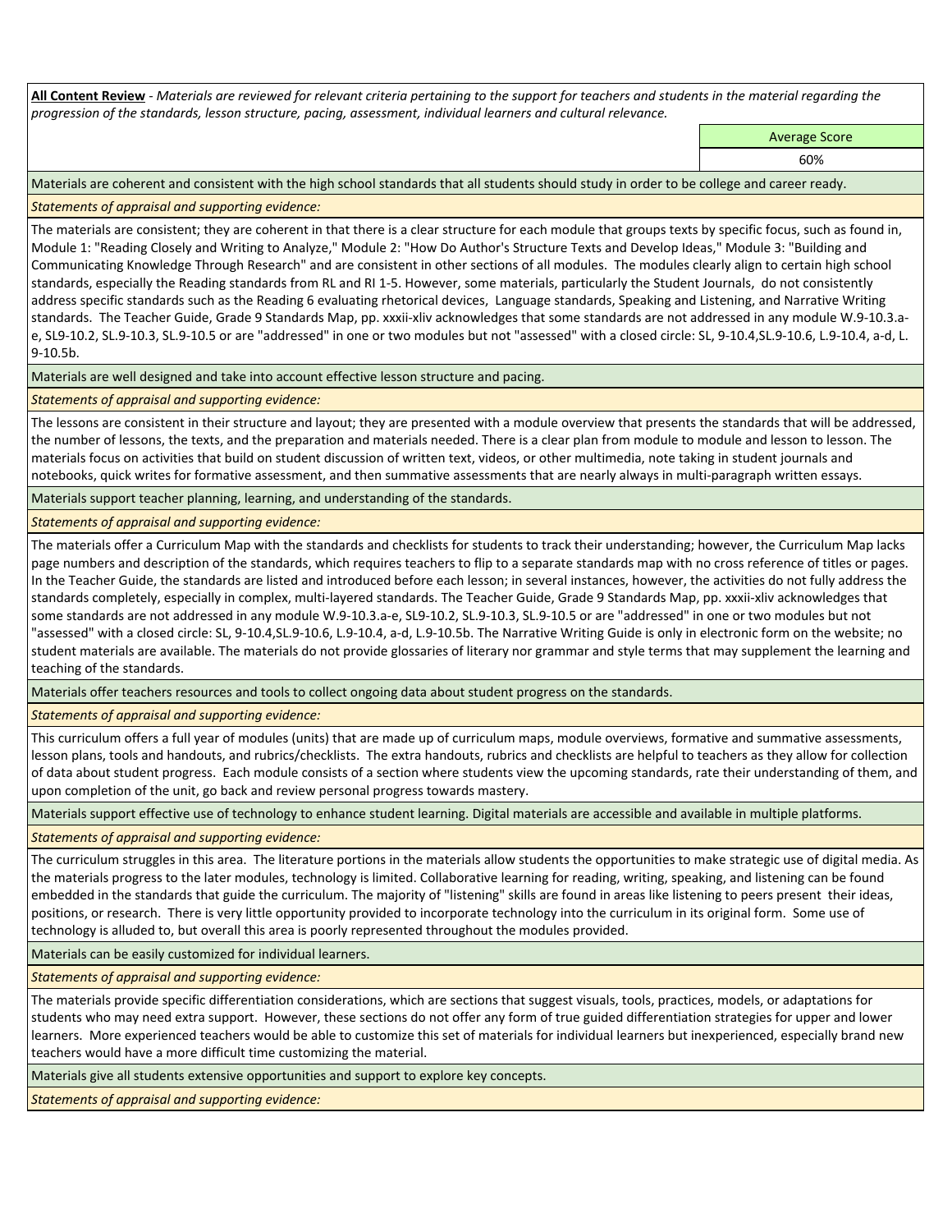**All Content Review** - *Materials are reviewed for relevant criteria pertaining to the support for teachers and students in the material regarding the progression of the standards, lesson structure, pacing, assessment, individual learners and cultural relevance.*

| Average Score |
| --- |
| 60% |

Materials are coherent and consistent with the high school standards that all students should study in order to be college and career ready.

*Statements of appraisal and supporting evidence:*

The materials are consistent; they are coherent in that there is a clear structure for each module that groups texts by specific focus, such as found in, Module 1: "Reading Closely and Writing to Analyze," Module 2: "How Do Author's Structure Texts and Develop Ideas," Module 3: "Building and Communicating Knowledge Through Research" and are consistent in other sections of all modules. The modules clearly align to certain high school standards, especially the Reading standards from RL and RI 1-5. However, some materials, particularly the Student Journals, do not consistently address specific standards such as the Reading 6 evaluating rhetorical devices, Language standards, Speaking and Listening, and Narrative Writing standards. The Teacher Guide, Grade 9 Standards Map, pp. xxxii-xliv acknowledges that some standards are not addressed in any module W.9-10.3.a-e, SL9-10.2, SL.9-10.3, SL.9-10.5 or are "addressed" in one or two modules but not "assessed" with a closed circle: SL, 9-10.4,SL.9-10.6, L.9-10.4, a-d, L. 9-10.5b.

Materials are well designed and take into account effective lesson structure and pacing.

*Statements of appraisal and supporting evidence:*

The lessons are consistent in their structure and layout; they are presented with a module overview that presents the standards that will be addressed, the number of lessons, the texts, and the preparation and materials needed. There is a clear plan from module to module and lesson to lesson. The materials focus on activities that build on student discussion of written text, videos, or other multimedia, note taking in student journals and notebooks, quick writes for formative assessment, and then summative assessments that are nearly always in multi-paragraph written essays.

Materials support teacher planning, learning, and understanding of the standards.

*Statements of appraisal and supporting evidence:*

The materials offer a Curriculum Map with the standards and checklists for students to track their understanding; however, the Curriculum Map lacks page numbers and description of the standards, which requires teachers to flip to a separate standards map with no cross reference of titles or pages. In the Teacher Guide, the standards are listed and introduced before each lesson; in several instances, however, the activities do not fully address the standards completely, especially in complex, multi-layered standards. The Teacher Guide, Grade 9 Standards Map, pp. xxxii-xliv acknowledges that some standards are not addressed in any module W.9-10.3.a-e, SL9-10.2, SL.9-10.3, SL.9-10.5 or are "addressed" in one or two modules but not "assessed" with a closed circle: SL, 9-10.4,SL.9-10.6, L.9-10.4, a-d, L.9-10.5b. The Narrative Writing Guide is only in electronic form on the website; no student materials are available. The materials do not provide glossaries of literary nor grammar and style terms that may supplement the learning and teaching of the standards.

Materials offer teachers resources and tools to collect ongoing data about student progress on the standards.

*Statements of appraisal and supporting evidence:*

This curriculum offers a full year of modules (units) that are made up of curriculum maps, module overviews, formative and summative assessments, lesson plans, tools and handouts, and rubrics/checklists. The extra handouts, rubrics and checklists are helpful to teachers as they allow for collection of data about student progress. Each module consists of a section where students view the upcoming standards, rate their understanding of them, and upon completion of the unit, go back and review personal progress towards mastery.

Materials support effective use of technology to enhance student learning. Digital materials are accessible and available in multiple platforms.

*Statements of appraisal and supporting evidence:*

The curriculum struggles in this area. The literature portions in the materials allow students the opportunities to make strategic use of digital media. As the materials progress to the later modules, technology is limited. Collaborative learning for reading, writing, speaking, and listening can be found embedded in the standards that guide the curriculum. The majority of "listening" skills are found in areas like listening to peers present their ideas, positions, or research. There is very little opportunity provided to incorporate technology into the curriculum in its original form. Some use of technology is alluded to, but overall this area is poorly represented throughout the modules provided.

Materials can be easily customized for individual learners.

*Statements of appraisal and supporting evidence:*

The materials provide specific differentiation considerations, which are sections that suggest visuals, tools, practices, models, or adaptations for students who may need extra support. However, these sections do not offer any form of true guided differentiation strategies for upper and lower learners. More experienced teachers would be able to customize this set of materials for individual learners but inexperienced, especially brand new teachers would have a more difficult time customizing the material.

Materials give all students extensive opportunities and support to explore key concepts.

*Statements of appraisal and supporting evidence:*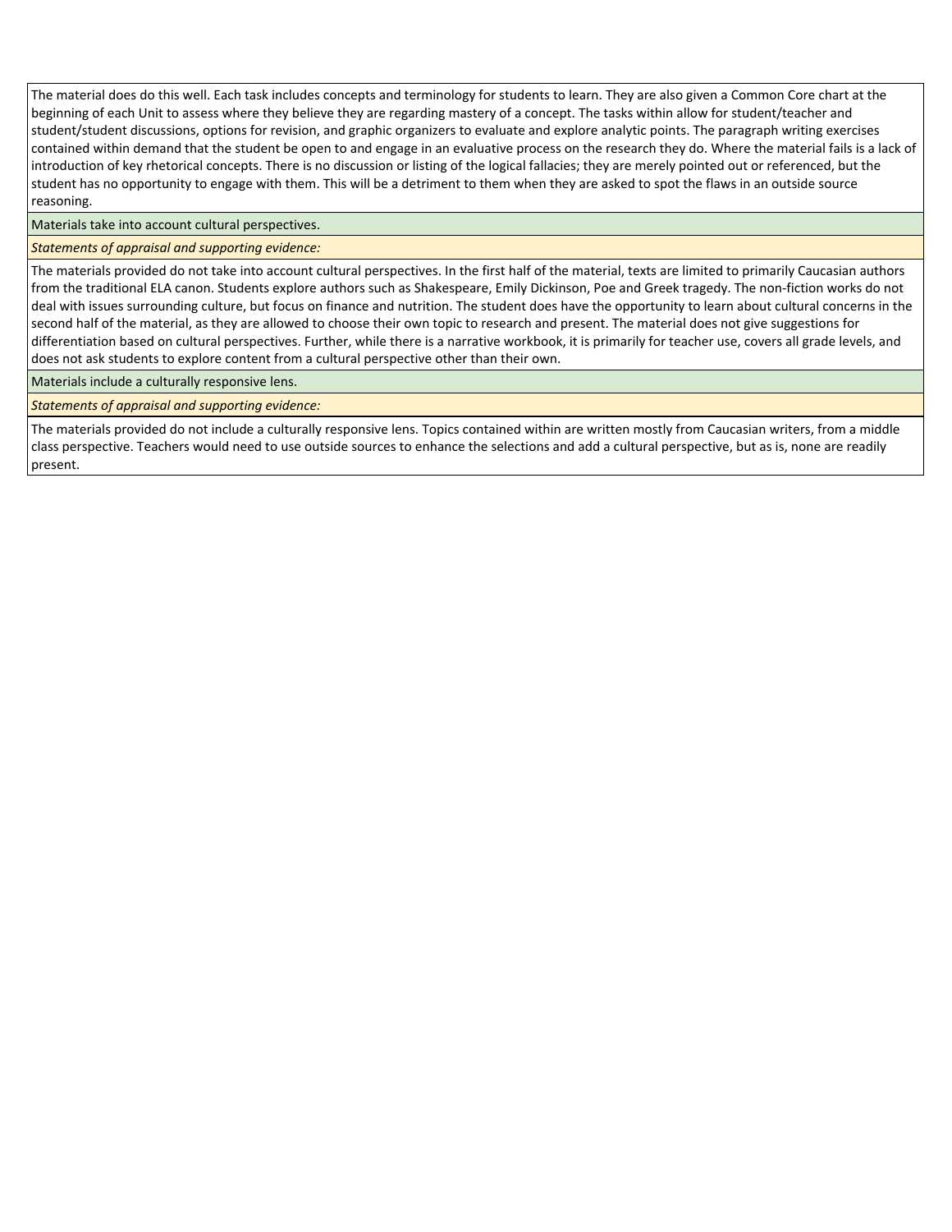The material does do this well. Each task includes concepts and terminology for students to learn. They are also given a Common Core chart at the beginning of each Unit to assess where they believe they are regarding mastery of a concept. The tasks within allow for student/teacher and student/student discussions, options for revision, and graphic organizers to evaluate and explore analytic points. The paragraph writing exercises contained within demand that the student be open to and engage in an evaluative process on the research they do. Where the material fails is a lack of introduction of key rhetorical concepts. There is no discussion or listing of the logical fallacies; they are merely pointed out or referenced, but the student has no opportunity to engage with them. This will be a detriment to them when they are asked to spot the flaws in an outside source reasoning.

Materials take into account cultural perspectives.

*Statements of appraisal and supporting evidence:*

The materials provided do not take into account cultural perspectives. In the first half of the material, texts are limited to primarily Caucasian authors from the traditional ELA canon. Students explore authors such as Shakespeare, Emily Dickinson, Poe and Greek tragedy. The non-fiction works do not deal with issues surrounding culture, but focus on finance and nutrition. The student does have the opportunity to learn about cultural concerns in the second half of the material, as they are allowed to choose their own topic to research and present. The material does not give suggestions for differentiation based on cultural perspectives. Further, while there is a narrative workbook, it is primarily for teacher use, covers all grade levels, and does not ask students to explore content from a cultural perspective other than their own.

Materials include a culturally responsive lens.

*Statements of appraisal and supporting evidence:*

The materials provided do not include a culturally responsive lens. Topics contained within are written mostly from Caucasian writers, from a middle class perspective. Teachers would need to use outside sources to enhance the selections and add a cultural perspective, but as is, none are readily present.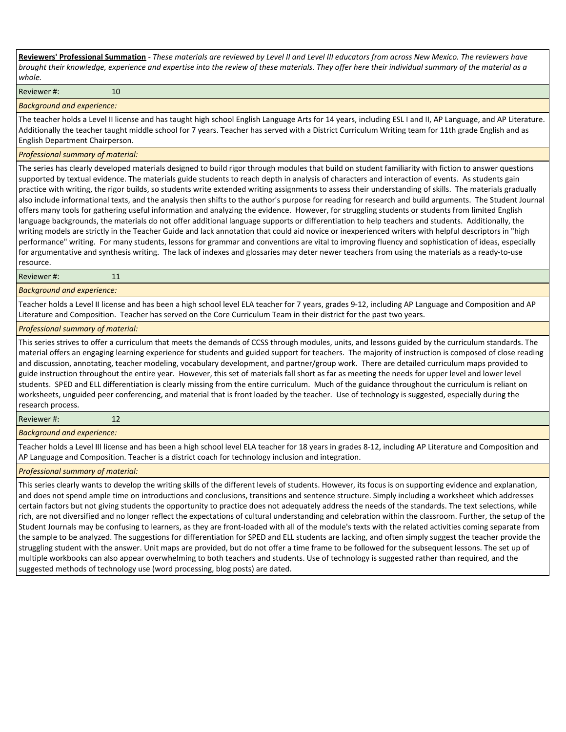**Reviewers' Professional Summation** - *These materials are reviewed by Level II and Level III educators from across New Mexico. The reviewers have brought their knowledge, experience and expertise into the review of these materials. They offer here their individual summary of the material as a whole.*

Reviewer #: 10

*Background and experience:*

The teacher holds a Level II license and has taught high school English Language Arts for 14 years, including ESL I and II, AP Language, and AP Literature. Additionally the teacher taught middle school for 7 years. Teacher has served with a District Curriculum Writing team for 11th grade English and as English Department Chairperson.

*Professional summary of material:*

The series has clearly developed materials designed to build rigor through modules that build on student familiarity with fiction to answer questions supported by textual evidence. The materials guide students to reach depth in analysis of characters and interaction of events. As students gain practice with writing, the rigor builds, so students write extended writing assignments to assess their understanding of skills. The materials gradually also include informational texts, and the analysis then shifts to the author's purpose for reading for research and build arguments. The Student Journal offers many tools for gathering useful information and analyzing the evidence. However, for struggling students or students from limited English language backgrounds, the materials do not offer additional language supports or differentiation to help teachers and students. Additionally, the writing models are strictly in the Teacher Guide and lack annotation that could aid novice or inexperienced writers with helpful descriptors in "high performance" writing. For many students, lessons for grammar and conventions are vital to improving fluency and sophistication of ideas, especially for argumentative and synthesis writing. The lack of indexes and glossaries may deter newer teachers from using the materials as a ready-to-use resource.

Reviewer #: 11

*Background and experience:*

Teacher holds a Level II license and has been a high school level ELA teacher for 7 years, grades 9-12, including AP Language and Composition and AP Literature and Composition. Teacher has served on the Core Curriculum Team in their district for the past two years.

*Professional summary of material:*

This series strives to offer a curriculum that meets the demands of CCSS through modules, units, and lessons guided by the curriculum standards. The material offers an engaging learning experience for students and guided support for teachers. The majority of instruction is composed of close reading and discussion, annotating, teacher modeling, vocabulary development, and partner/group work. There are detailed curriculum maps provided to guide instruction throughout the entire year. However, this set of materials fall short as far as meeting the needs for upper level and lower level students. SPED and ELL differentiation is clearly missing from the entire curriculum. Much of the guidance throughout the curriculum is reliant on worksheets, unguided peer conferencing, and material that is front loaded by the teacher. Use of technology is suggested, especially during the research process.

Reviewer #: 12

*Background and experience:*

Teacher holds a Level III license and has been a high school level ELA teacher for 18 years in grades 8-12, including AP Literature and Composition and AP Language and Composition. Teacher is a district coach for technology inclusion and integration.

*Professional summary of material:*

This series clearly wants to develop the writing skills of the different levels of students. However, its focus is on supporting evidence and explanation, and does not spend ample time on introductions and conclusions, transitions and sentence structure. Simply including a worksheet which addresses certain factors but not giving students the opportunity to practice does not adequately address the needs of the standards. The text selections, while rich, are not diversified and no longer reflect the expectations of cultural understanding and celebration within the classroom. Further, the setup of the Student Journals may be confusing to learners, as they are front-loaded with all of the module's texts with the related activities coming separate from the sample to be analyzed. The suggestions for differentiation for SPED and ELL students are lacking, and often simply suggest the teacher provide the struggling student with the answer. Unit maps are provided, but do not offer a time frame to be followed for the subsequent lessons. The set up of multiple workbooks can also appear overwhelming to both teachers and students. Use of technology is suggested rather than required, and the suggested methods of technology use (word processing, blog posts) are dated.